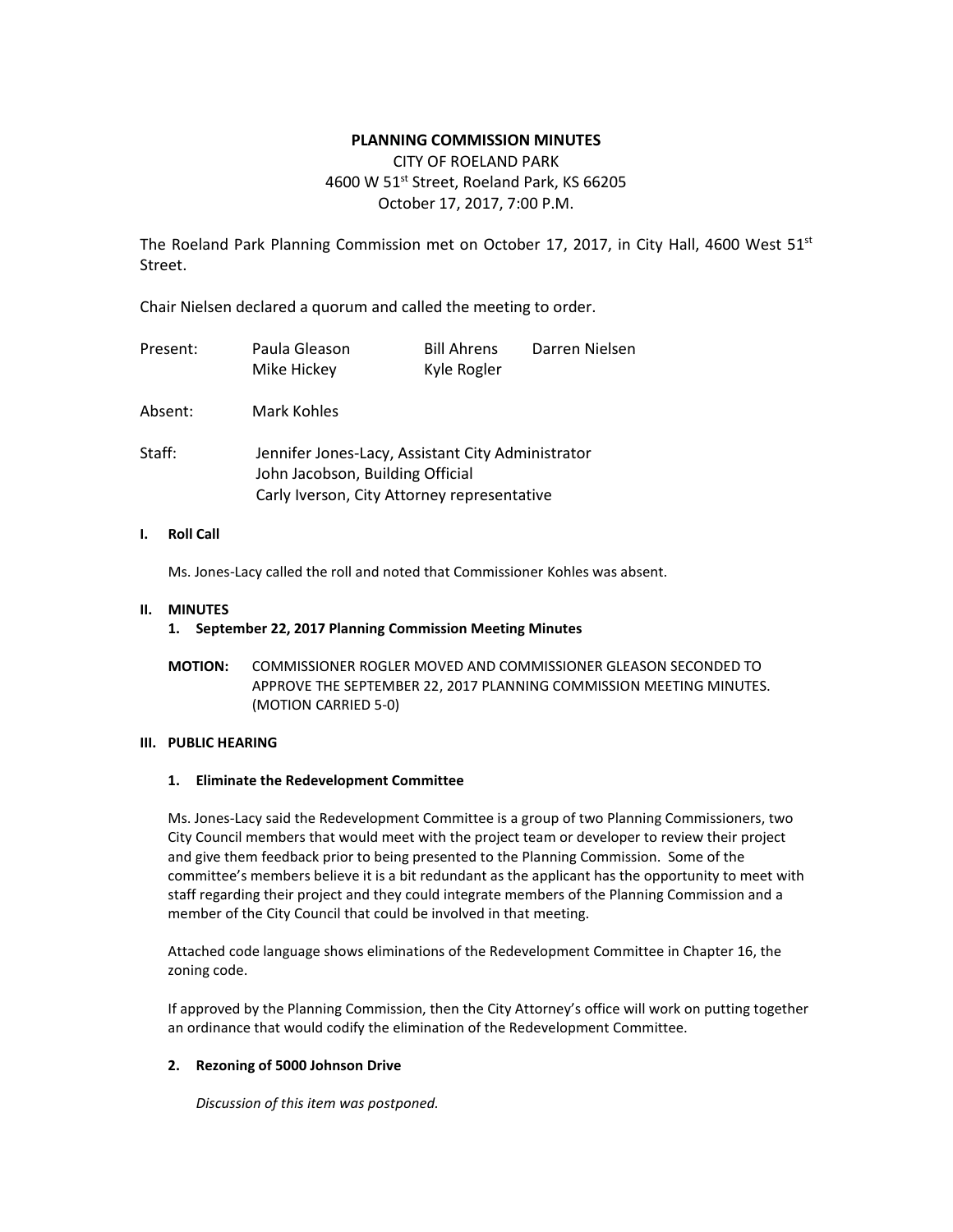# PLANNING COMMISSION MINUTES

CITY OF ROELAND PARK
4600 W 51st Street, Roeland Park, KS 66205
October 17, 2017, 7:00 P.M.

The Roeland Park Planning Commission met on October 17, 2017, in City Hall, 4600 West 51st Street.

Chair Nielsen declared a quorum and called the meeting to order.

| | | | |
|---|---|---|---|
| Present: | Paula Gleason | Bill Ahrens | Darren Nielsen |
| | Mike Hickey | Kyle Rogler | |
| Absent: | Mark Kohles | | |
| Staff: | Jennifer Jones-Lacy, Assistant City Administrator | | |
| | John Jacobson, Building Official | | |
| | Carly Iverson, City Attorney representative | | |

## I. Roll Call

Ms. Jones-Lacy called the roll and noted that Commissioner Kohles was absent.

## II. MINUTES

### 1. September 22, 2017 Planning Commission Meeting Minutes

**MOTION:** COMMISSIONER ROGLER MOVED AND COMMISSIONER GLEASON SECONDED TO APPROVE THE SEPTEMBER 22, 2017 PLANNING COMMISSION MEETING MINUTES. (MOTION CARRIED 5-0)

## III. PUBLIC HEARING

### 1. Eliminate the Redevelopment Committee

Ms. Jones-Lacy said the Redevelopment Committee is a group of two Planning Commissioners, two City Council members that would meet with the project team or developer to review their project and give them feedback prior to being presented to the Planning Commission. Some of the committee's members believe it is a bit redundant as the applicant has the opportunity to meet with staff regarding their project and they could integrate members of the Planning Commission and a member of the City Council that could be involved in that meeting.

Attached code language shows eliminations of the Redevelopment Committee in Chapter 16, the zoning code.

If approved by the Planning Commission, then the City Attorney's office will work on putting together an ordinance that would codify the elimination of the Redevelopment Committee.

### 2. Rezoning of 5000 Johnson Drive

*Discussion of this item was postponed.*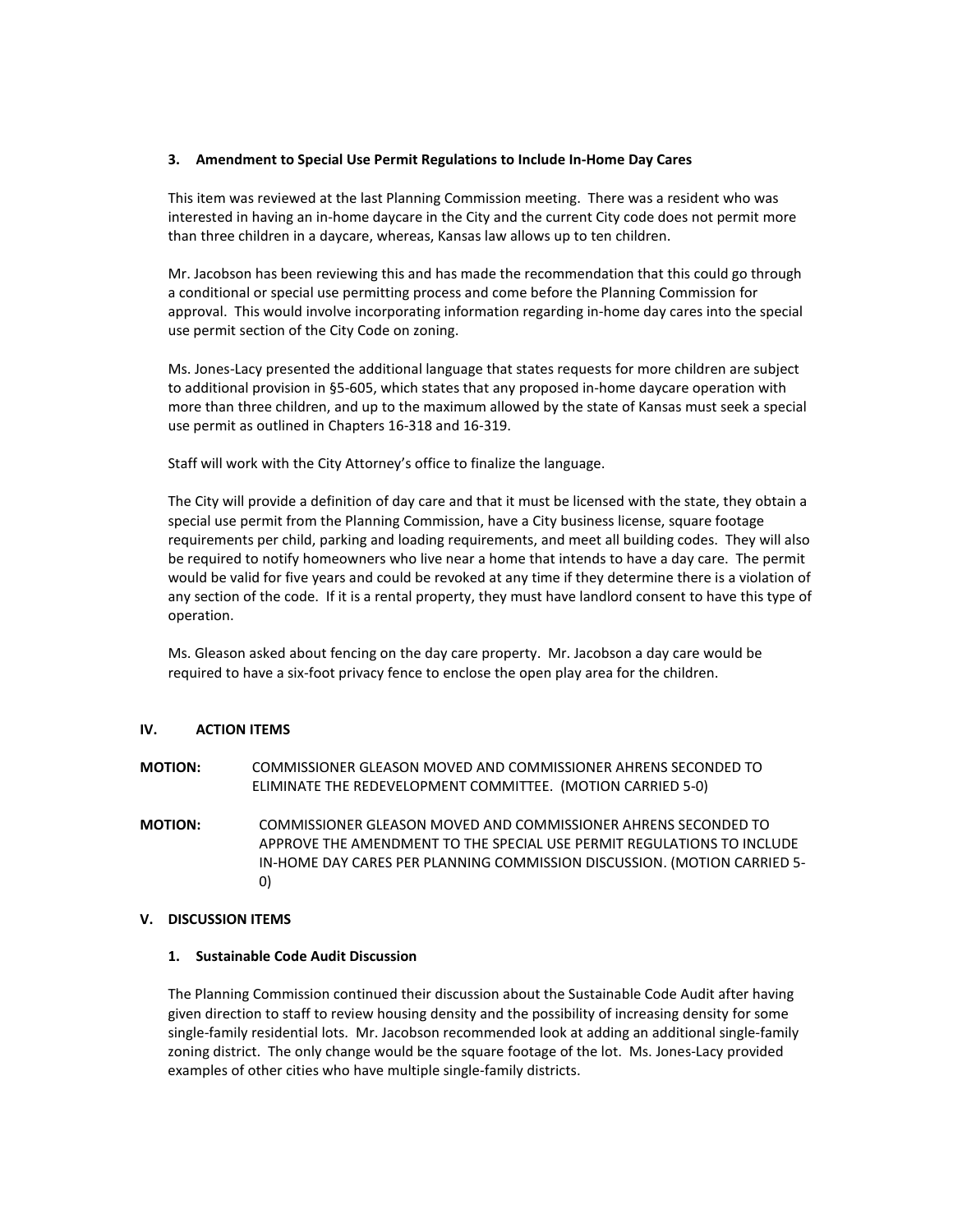### 3. Amendment to Special Use Permit Regulations to Include In-Home Day Cares

This item was reviewed at the last Planning Commission meeting. There was a resident who was interested in having an in-home daycare in the City and the current City code does not permit more than three children in a daycare, whereas, Kansas law allows up to ten children.

Mr. Jacobson has been reviewing this and has made the recommendation that this could go through a conditional or special use permitting process and come before the Planning Commission for approval. This would involve incorporating information regarding in-home day cares into the special use permit section of the City Code on zoning.

Ms. Jones-Lacy presented the additional language that states requests for more children are subject to additional provision in §5-605, which states that any proposed in-home daycare operation with more than three children, and up to the maximum allowed by the state of Kansas must seek a special use permit as outlined in Chapters 16-318 and 16-319.

Staff will work with the City Attorney's office to finalize the language.

The City will provide a definition of day care and that it must be licensed with the state, they obtain a special use permit from the Planning Commission, have a City business license, square footage requirements per child, parking and loading requirements, and meet all building codes. They will also be required to notify homeowners who live near a home that intends to have a day care. The permit would be valid for five years and could be revoked at any time if they determine there is a violation of any section of the code. If it is a rental property, they must have landlord consent to have this type of operation.

Ms. Gleason asked about fencing on the day care property. Mr. Jacobson a day care would be required to have a six-foot privacy fence to enclose the open play area for the children.

## IV. ACTION ITEMS

**MOTION:** COMMISSIONER GLEASON MOVED AND COMMISSIONER AHRENS SECONDED TO ELIMINATE THE REDEVELOPMENT COMMITTEE. (MOTION CARRIED 5-0)

**MOTION:** COMMISSIONER GLEASON MOVED AND COMMISSIONER AHRENS SECONDED TO APPROVE THE AMENDMENT TO THE SPECIAL USE PERMIT REGULATIONS TO INCLUDE IN-HOME DAY CARES PER PLANNING COMMISSION DISCUSSION. (MOTION CARRIED 5-0)

## V. DISCUSSION ITEMS

### 1. Sustainable Code Audit Discussion

The Planning Commission continued their discussion about the Sustainable Code Audit after having given direction to staff to review housing density and the possibility of increasing density for some single-family residential lots. Mr. Jacobson recommended look at adding an additional single-family zoning district. The only change would be the square footage of the lot. Ms. Jones-Lacy provided examples of other cities who have multiple single-family districts.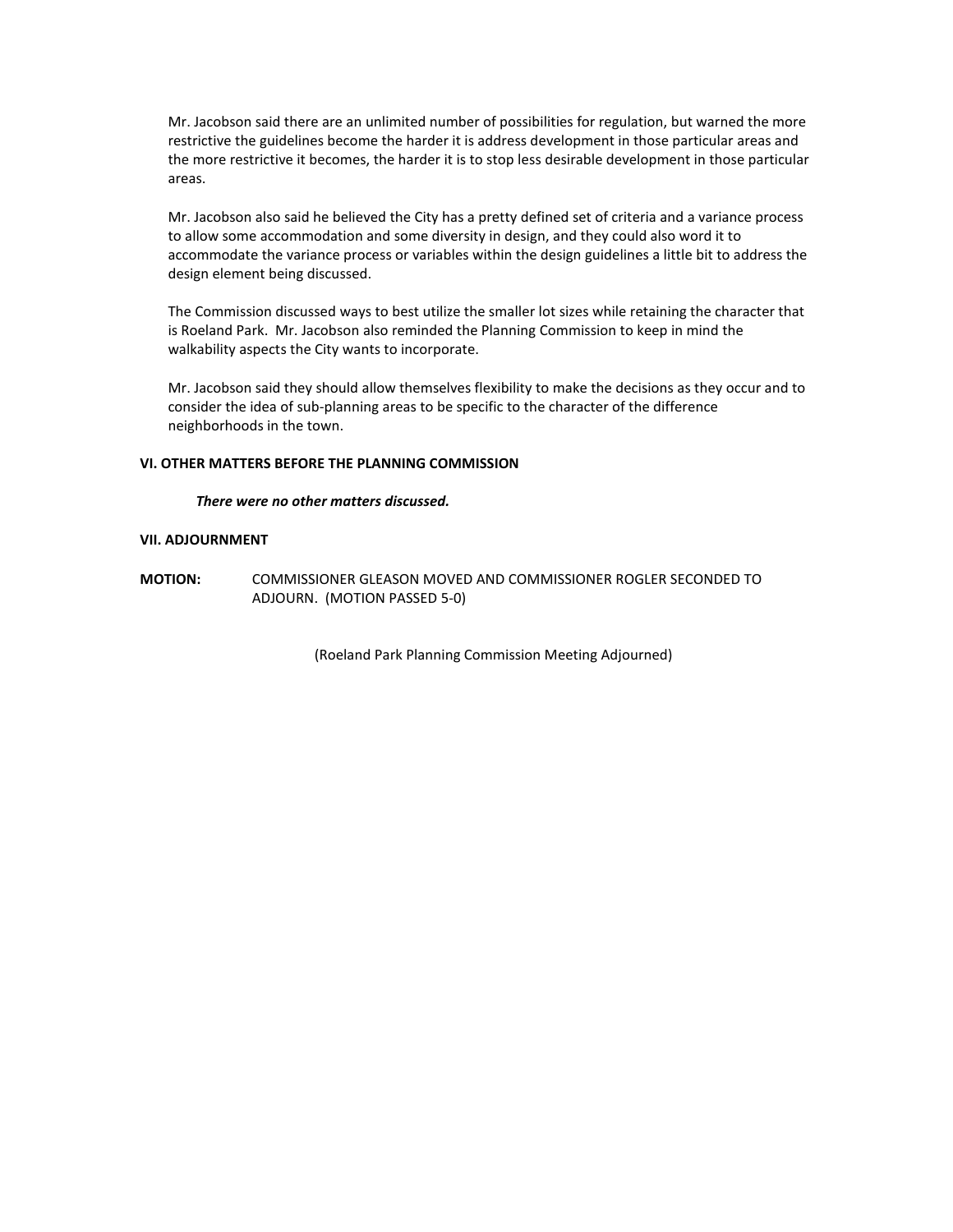Mr. Jacobson said there are an unlimited number of possibilities for regulation, but warned the more restrictive the guidelines become the harder it is address development in those particular areas and the more restrictive it becomes, the harder it is to stop less desirable development in those particular areas.

Mr. Jacobson also said he believed the City has a pretty defined set of criteria and a variance process to allow some accommodation and some diversity in design, and they could also word it to accommodate the variance process or variables within the design guidelines a little bit to address the design element being discussed.

The Commission discussed ways to best utilize the smaller lot sizes while retaining the character that is Roeland Park. Mr. Jacobson also reminded the Planning Commission to keep in mind the walkability aspects the City wants to incorporate.

Mr. Jacobson said they should allow themselves flexibility to make the decisions as they occur and to consider the idea of sub-planning areas to be specific to the character of the difference neighborhoods in the town.

**VI. OTHER MATTERS BEFORE THE PLANNING COMMISSION**

***There were no other matters discussed.***

**VII. ADJOURNMENT**

**MOTION:** COMMISSIONER GLEASON MOVED AND COMMISSIONER ROGLER SECONDED TO ADJOURN. (MOTION PASSED 5-0)

(Roeland Park Planning Commission Meeting Adjourned)